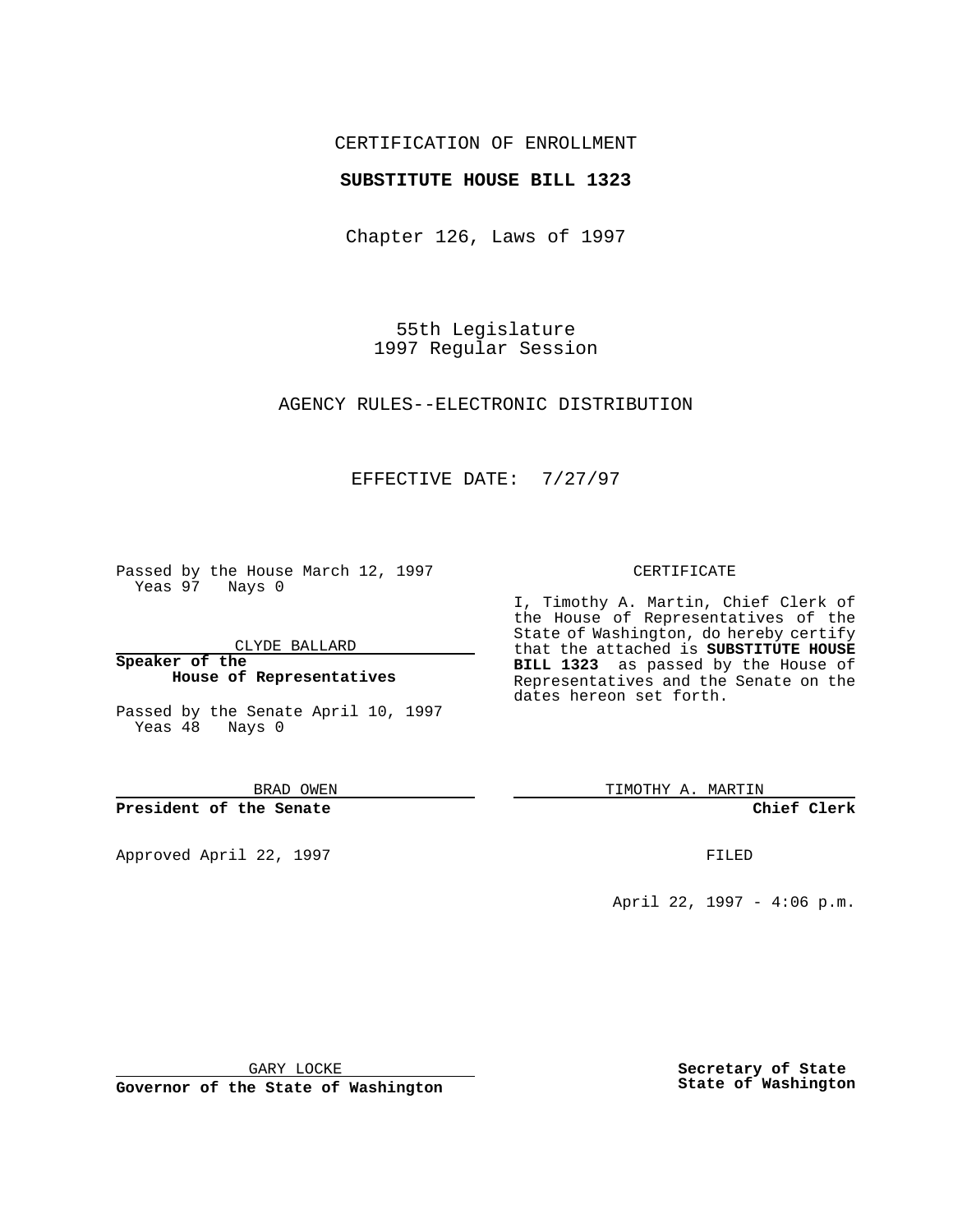CERTIFICATION OF ENROLLMENT

**SUBSTITUTE HOUSE BILL 1323**

Chapter 126, Laws of 1997

55th Legislature
1997 Regular Session

AGENCY RULES--ELECTRONIC DISTRIBUTION

EFFECTIVE DATE: 7/27/97

Passed by the House March 12, 1997
Yeas 97 Nays 0

CLYDE BALLARD

**Speaker of the House of Representatives**

Passed by the Senate April 10, 1997
Yeas 48 Nays 0

BRAD OWEN

**President of the Senate**

Approved April 22, 1997

GARY LOCKE

**Governor of the State of Washington**

CERTIFICATE

I, Timothy A. Martin, Chief Clerk of the House of Representatives of the State of Washington, do hereby certify that the attached is **SUBSTITUTE HOUSE BILL 1323** as passed by the House of Representatives and the Senate on the dates hereon set forth.

TIMOTHY A. MARTIN

**Chief Clerk**

FILED

April 22, 1997 - 4:06 p.m.

**Secretary of State State of Washington**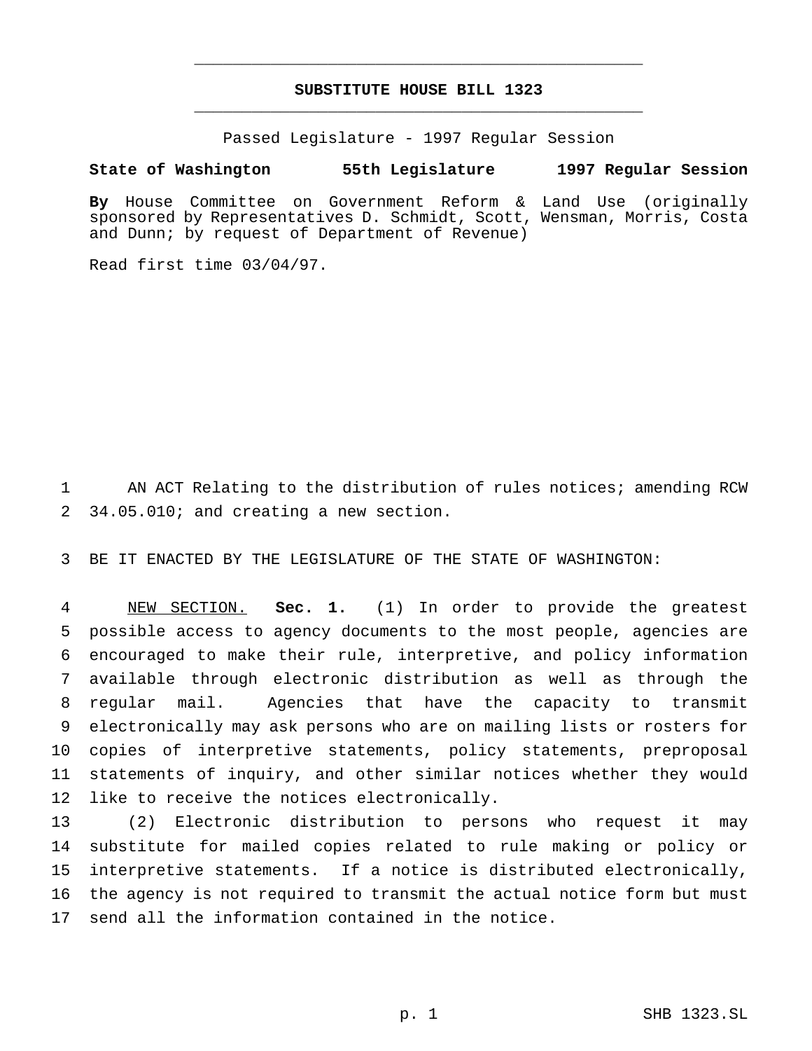## SUBSTITUTE HOUSE BILL 1323

Passed Legislature - 1997 Regular Session

**State of Washington 55th Legislature 1997 Regular Session**

**By** House Committee on Government Reform & Land Use (originally sponsored by Representatives D. Schmidt, Scott, Wensman, Morris, Costa and Dunn; by request of Department of Revenue)

Read first time 03/04/97.

AN ACT Relating to the distribution of rules notices; amending RCW 34.05.010; and creating a new section.

BE IT ENACTED BY THE LEGISLATURE OF THE STATE OF WASHINGTON:

NEW SECTION. **Sec. 1.** (1) In order to provide the greatest possible access to agency documents to the most people, agencies are encouraged to make their rule, interpretive, and policy information available through electronic distribution as well as through the regular mail. Agencies that have the capacity to transmit electronically may ask persons who are on mailing lists or rosters for copies of interpretive statements, policy statements, preproposal statements of inquiry, and other similar notices whether they would like to receive the notices electronically.

(2) Electronic distribution to persons who request it may substitute for mailed copies related to rule making or policy or interpretive statements. If a notice is distributed electronically, the agency is not required to transmit the actual notice form but must send all the information contained in the notice.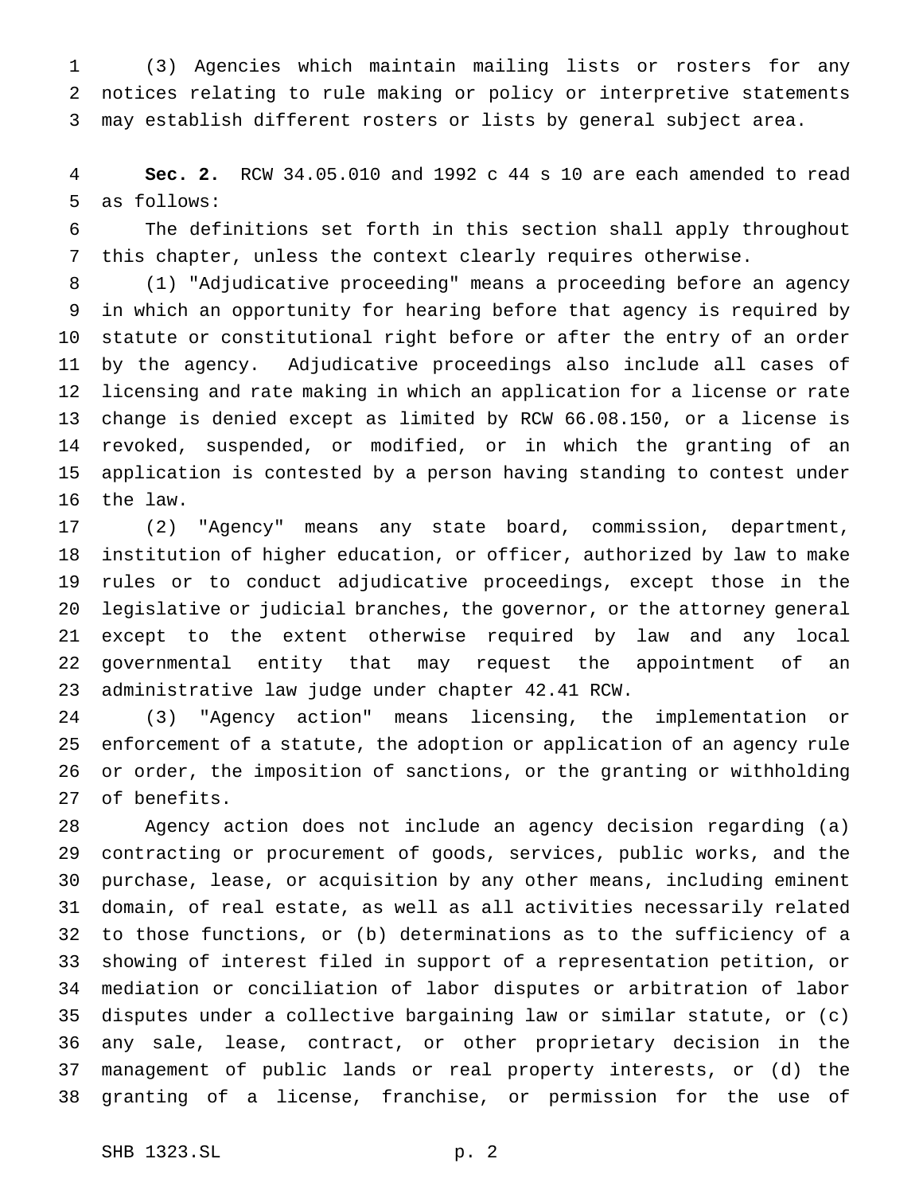(3) Agencies which maintain mailing lists or rosters for any notices relating to rule making or policy or interpretive statements may establish different rosters or lists by general subject area.

**Sec. 2.** RCW 34.05.010 and 1992 c 44 s 10 are each amended to read as follows:

The definitions set forth in this section shall apply throughout this chapter, unless the context clearly requires otherwise.

(1) "Adjudicative proceeding" means a proceeding before an agency in which an opportunity for hearing before that agency is required by statute or constitutional right before or after the entry of an order by the agency. Adjudicative proceedings also include all cases of licensing and rate making in which an application for a license or rate change is denied except as limited by RCW 66.08.150, or a license is revoked, suspended, or modified, or in which the granting of an application is contested by a person having standing to contest under the law.

(2) "Agency" means any state board, commission, department, institution of higher education, or officer, authorized by law to make rules or to conduct adjudicative proceedings, except those in the legislative or judicial branches, the governor, or the attorney general except to the extent otherwise required by law and any local governmental entity that may request the appointment of an administrative law judge under chapter 42.41 RCW.

(3) "Agency action" means licensing, the implementation or enforcement of a statute, the adoption or application of an agency rule or order, the imposition of sanctions, or the granting or withholding of benefits.

Agency action does not include an agency decision regarding (a) contracting or procurement of goods, services, public works, and the purchase, lease, or acquisition by any other means, including eminent domain, of real estate, as well as all activities necessarily related to those functions, or (b) determinations as to the sufficiency of a showing of interest filed in support of a representation petition, or mediation or conciliation of labor disputes or arbitration of labor disputes under a collective bargaining law or similar statute, or (c) any sale, lease, contract, or other proprietary decision in the management of public lands or real property interests, or (d) the granting of a license, franchise, or permission for the use of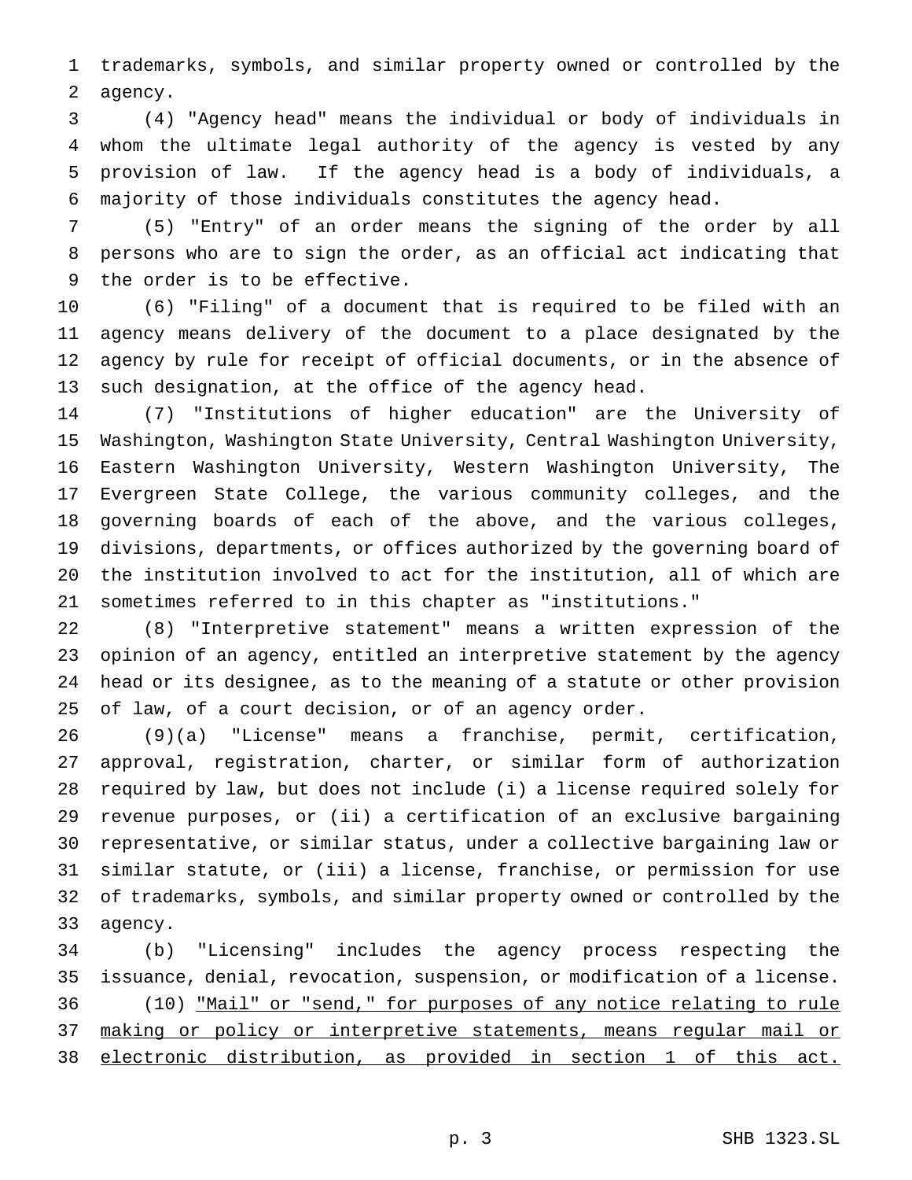trademarks, symbols, and similar property owned or controlled by the agency.

(4) "Agency head" means the individual or body of individuals in whom the ultimate legal authority of the agency is vested by any provision of law. If the agency head is a body of individuals, a majority of those individuals constitutes the agency head.

(5) "Entry" of an order means the signing of the order by all persons who are to sign the order, as an official act indicating that the order is to be effective.

(6) "Filing" of a document that is required to be filed with an agency means delivery of the document to a place designated by the agency by rule for receipt of official documents, or in the absence of such designation, at the office of the agency head.

(7) "Institutions of higher education" are the University of Washington, Washington State University, Central Washington University, Eastern Washington University, Western Washington University, The Evergreen State College, the various community colleges, and the governing boards of each of the above, and the various colleges, divisions, departments, or offices authorized by the governing board of the institution involved to act for the institution, all of which are sometimes referred to in this chapter as "institutions."

(8) "Interpretive statement" means a written expression of the opinion of an agency, entitled an interpretive statement by the agency head or its designee, as to the meaning of a statute or other provision of law, of a court decision, or of an agency order.

(9)(a) "License" means a franchise, permit, certification, approval, registration, charter, or similar form of authorization required by law, but does not include (i) a license required solely for revenue purposes, or (ii) a certification of an exclusive bargaining representative, or similar status, under a collective bargaining law or similar statute, or (iii) a license, franchise, or permission for use of trademarks, symbols, and similar property owned or controlled by the agency.

(b) "Licensing" includes the agency process respecting the issuance, denial, revocation, suspension, or modification of a license.

(10) <u>"Mail" or "send," for purposes of any notice relating to rule making or policy or interpretive statements, means regular mail or electronic distribution, as provided in section 1 of this act.</u>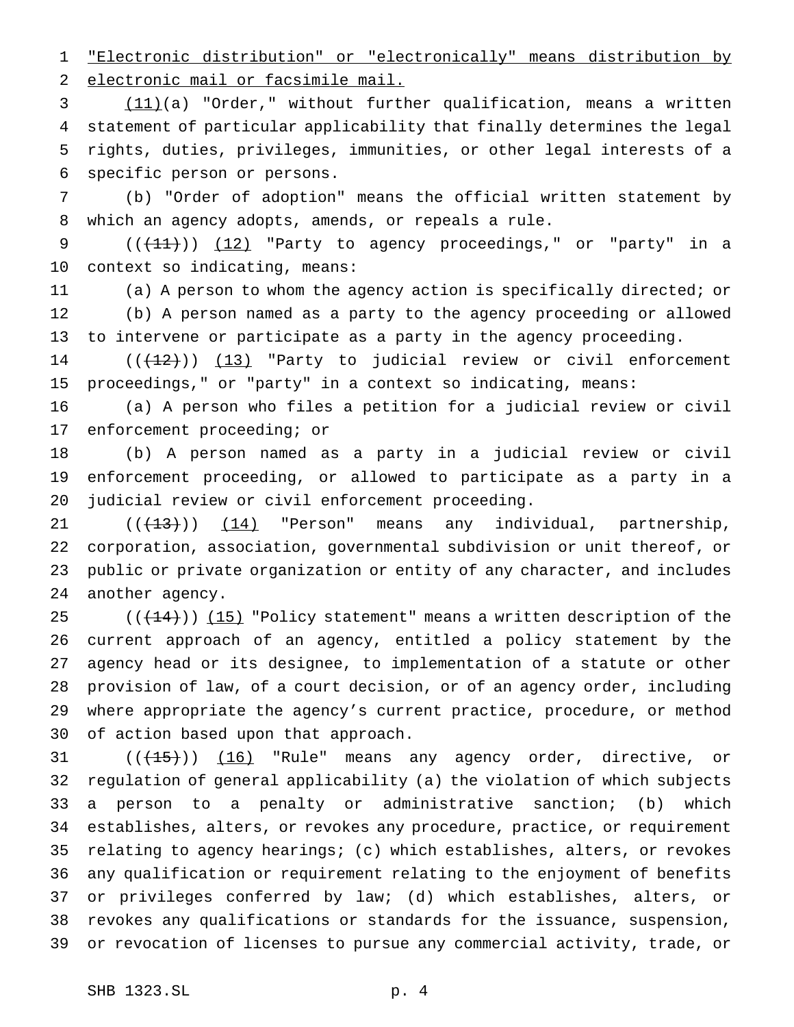"Electronic distribution" or "electronically" means distribution by electronic mail or facsimile mail.

(11)(a) "Order," without further qualification, means a written statement of particular applicability that finally determines the legal rights, duties, privileges, immunities, or other legal interests of a specific person or persons.

(b) "Order of adoption" means the official written statement by which an agency adopts, amends, or repeals a rule.

(((11))) (12) "Party to agency proceedings," or "party" in a context so indicating, means:

(a) A person to whom the agency action is specifically directed; or

(b) A person named as a party to the agency proceeding or allowed to intervene or participate as a party in the agency proceeding.

(((12))) (13) "Party to judicial review or civil enforcement proceedings," or "party" in a context so indicating, means:

(a) A person who files a petition for a judicial review or civil enforcement proceeding; or

(b) A person named as a party in a judicial review or civil enforcement proceeding, or allowed to participate as a party in a judicial review or civil enforcement proceeding.

(((13))) (14) "Person" means any individual, partnership, corporation, association, governmental subdivision or unit thereof, or public or private organization or entity of any character, and includes another agency.

(((14))) (15) "Policy statement" means a written description of the current approach of an agency, entitled a policy statement by the agency head or its designee, to implementation of a statute or other provision of law, of a court decision, or of an agency order, including where appropriate the agency's current practice, procedure, or method of action based upon that approach.

(((15))) (16) "Rule" means any agency order, directive, or regulation of general applicability (a) the violation of which subjects a person to a penalty or administrative sanction; (b) which establishes, alters, or revokes any procedure, practice, or requirement relating to agency hearings; (c) which establishes, alters, or revokes any qualification or requirement relating to the enjoyment of benefits or privileges conferred by law; (d) which establishes, alters, or revokes any qualifications or standards for the issuance, suspension, or revocation of licenses to pursue any commercial activity, trade, or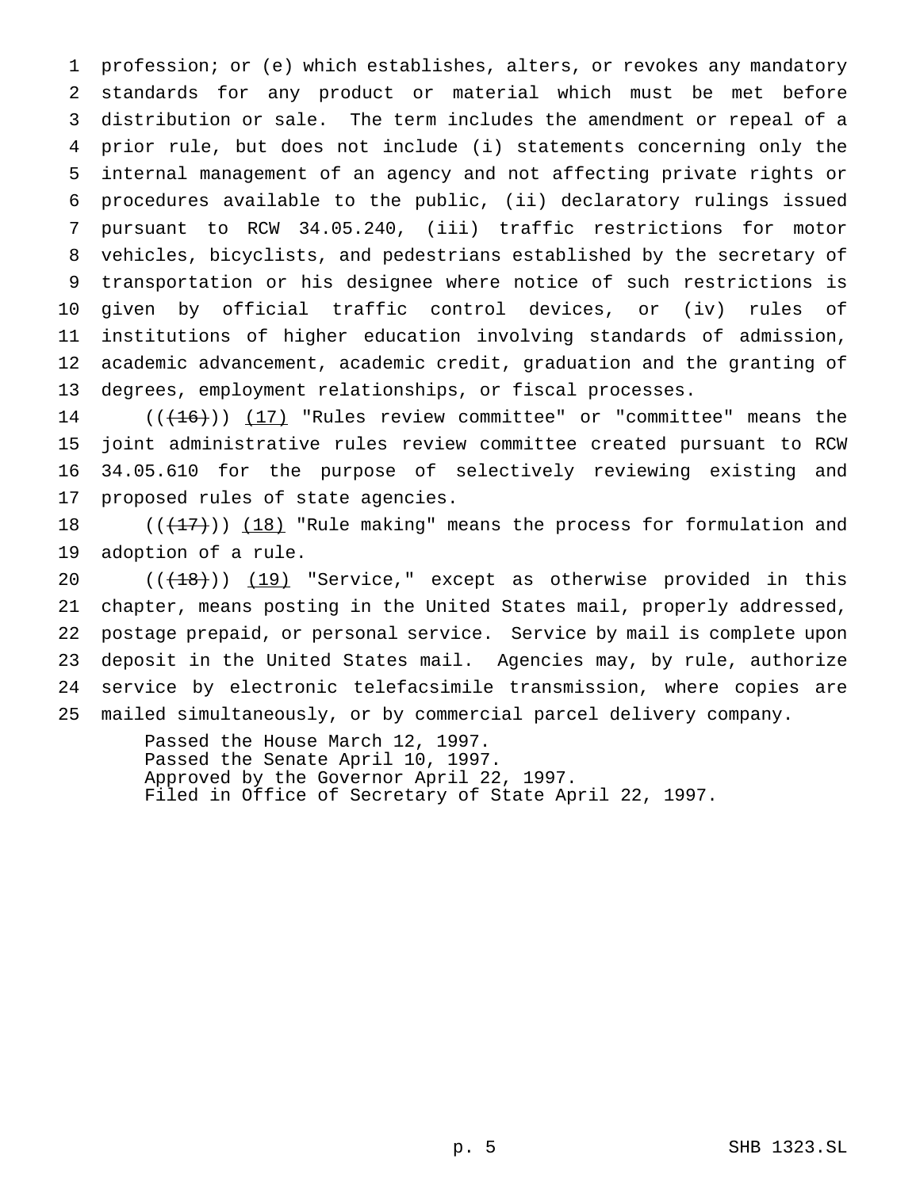profession; or (e) which establishes, alters, or revokes any mandatory standards for any product or material which must be met before distribution or sale. The term includes the amendment or repeal of a prior rule, but does not include (i) statements concerning only the internal management of an agency and not affecting private rights or procedures available to the public, (ii) declaratory rulings issued pursuant to RCW 34.05.240, (iii) traffic restrictions for motor vehicles, bicyclists, and pedestrians established by the secretary of transportation or his designee where notice of such restrictions is given by official traffic control devices, or (iv) rules of institutions of higher education involving standards of admission, academic advancement, academic credit, graduation and the granting of degrees, employment relationships, or fiscal processes.

~~((16))~~ (17) "Rules review committee" or "committee" means the joint administrative rules review committee created pursuant to RCW 34.05.610 for the purpose of selectively reviewing existing and proposed rules of state agencies.

~~((17))~~ (18) "Rule making" means the process for formulation and adoption of a rule.

~~((18))~~ (19) "Service," except as otherwise provided in this chapter, means posting in the United States mail, properly addressed, postage prepaid, or personal service. Service by mail is complete upon deposit in the United States mail. Agencies may, by rule, authorize service by electronic telefacsimile transmission, where copies are mailed simultaneously, or by commercial parcel delivery company.

Passed the House March 12, 1997.
Passed the Senate April 10, 1997.
Approved by the Governor April 22, 1997.
Filed in Office of Secretary of State April 22, 1997.